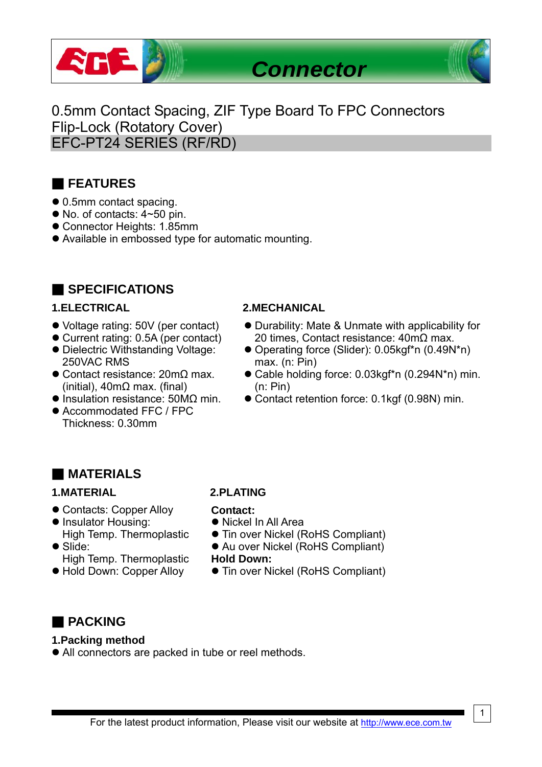# Connector

## 0.5mm Contact Spacing, ZIF Type Board To FPC Connectors
## Flip-Lock (Rotatory Cover)
## EFC-PT24 SERIES (RF/RD)

## FEATURES

- 0.5mm contact spacing.
- No. of contacts: 4~50 pin.
- Connector Heights: 1.85mm
- Available in embossed type for automatic mounting.

## SPECIFICATIONS

### 1.ELECTRICAL

- Voltage rating: 50V (per contact)
- Current rating: 0.5A (per contact)
- Dielectric Withstanding Voltage: 250VAC RMS
- Contact resistance: 20mΩ max. (initial), 40mΩ max. (final)
- Insulation resistance: 50MΩ min.
- Accommodated FFC / FPC Thickness: 0.30mm

### 2.MECHANICAL

- Durability: Mate & Unmate with applicability for 20 times, Contact resistance: 40mΩ max.
- Operating force (Slider): 0.05kgf*n (0.49N*n) max. (n: Pin)
- Cable holding force: 0.03kgf*n (0.294N*n) min. (n: Pin)
- Contact retention force: 0.1kgf (0.98N) min.

## MATERIALS

### 1.MATERIAL

- Contacts: Copper Alloy
- Insulator Housing: High Temp. Thermoplastic
- Slide: High Temp. Thermoplastic
- Hold Down: Copper Alloy

### 2.PLATING

**Contact:**

- Nickel In All Area
- Tin over Nickel (RoHS Compliant)
- Au over Nickel (RoHS Compliant)

**Hold Down:**

- Tin over Nickel (RoHS Compliant)

## PACKING

**1.Packing method**

- All connectors are packed in tube or reel methods.

For the latest product information, Please visit our website at http://www.ece.com.tw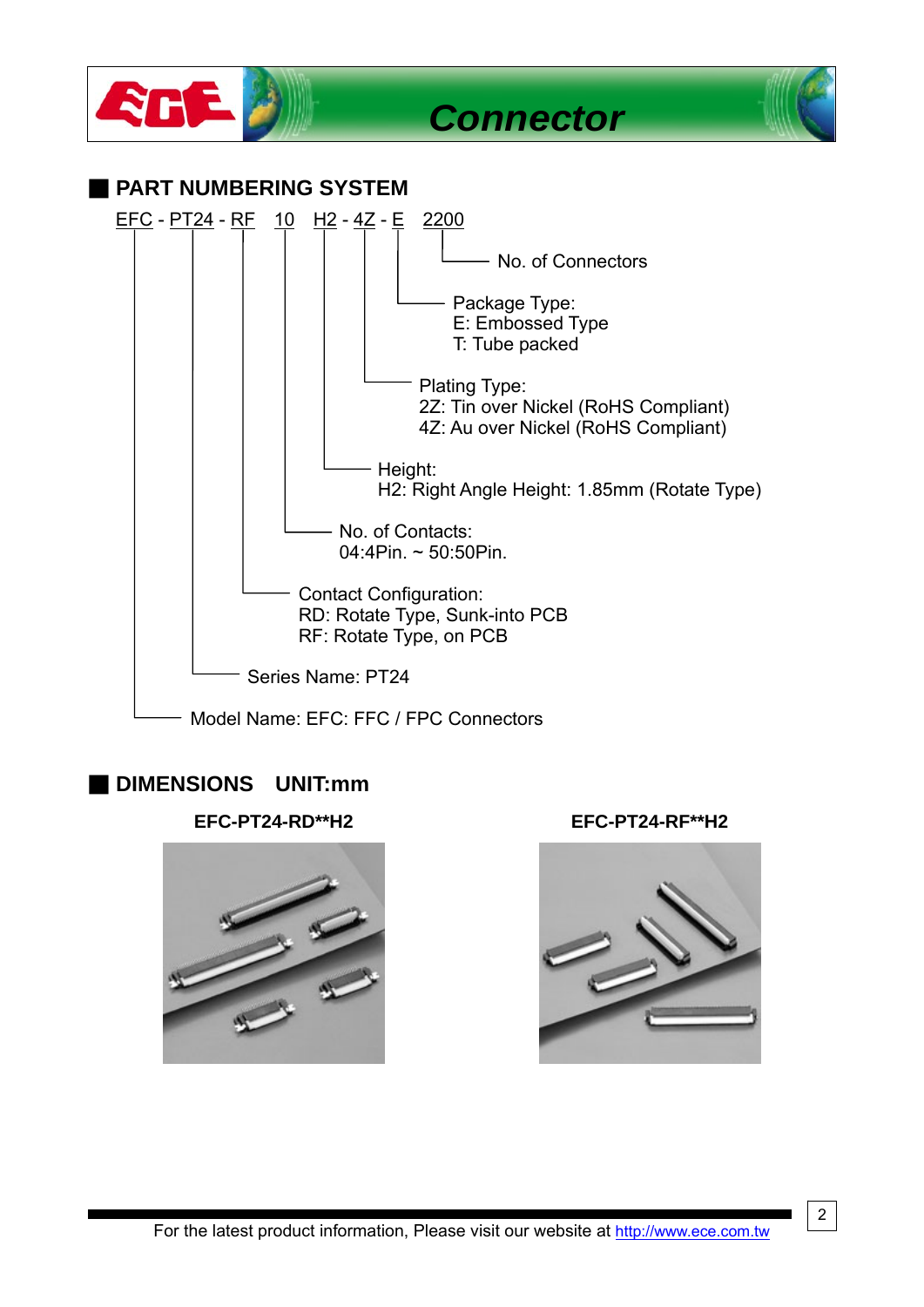## PART NUMBERING SYSTEM

EFC - PT24 - RF 10 H2 - 4Z - E 2200

- **2200** — No. of Connectors
- **E** — Package Type:
  - E: Embossed Type
  - T: Tube packed
- **4Z** — Plating Type:
  - 2Z: Tin over Nickel (RoHS Compliant)
  - 4Z: Au over Nickel (RoHS Compliant)
- **H2** — Height:
  - H2: Right Angle Height: 1.85mm (Rotate Type)
- **10** — No. of Contacts:
  - 04:4Pin. ~ 50:50Pin.
- **RF** — Contact Configuration:
  - RD: Rotate Type, Sunk-into PCB
  - RF: Rotate Type, on PCB
- **PT24** — Series Name: PT24
- **EFC** — Model Name: EFC: FFC / FPC Connectors

## DIMENSIONS UNIT:mm

**EFC-PT24-RD**H2**

**EFC-PT24-RF**H2**

For the latest product information, Please visit our website at http://www.ece.com.tw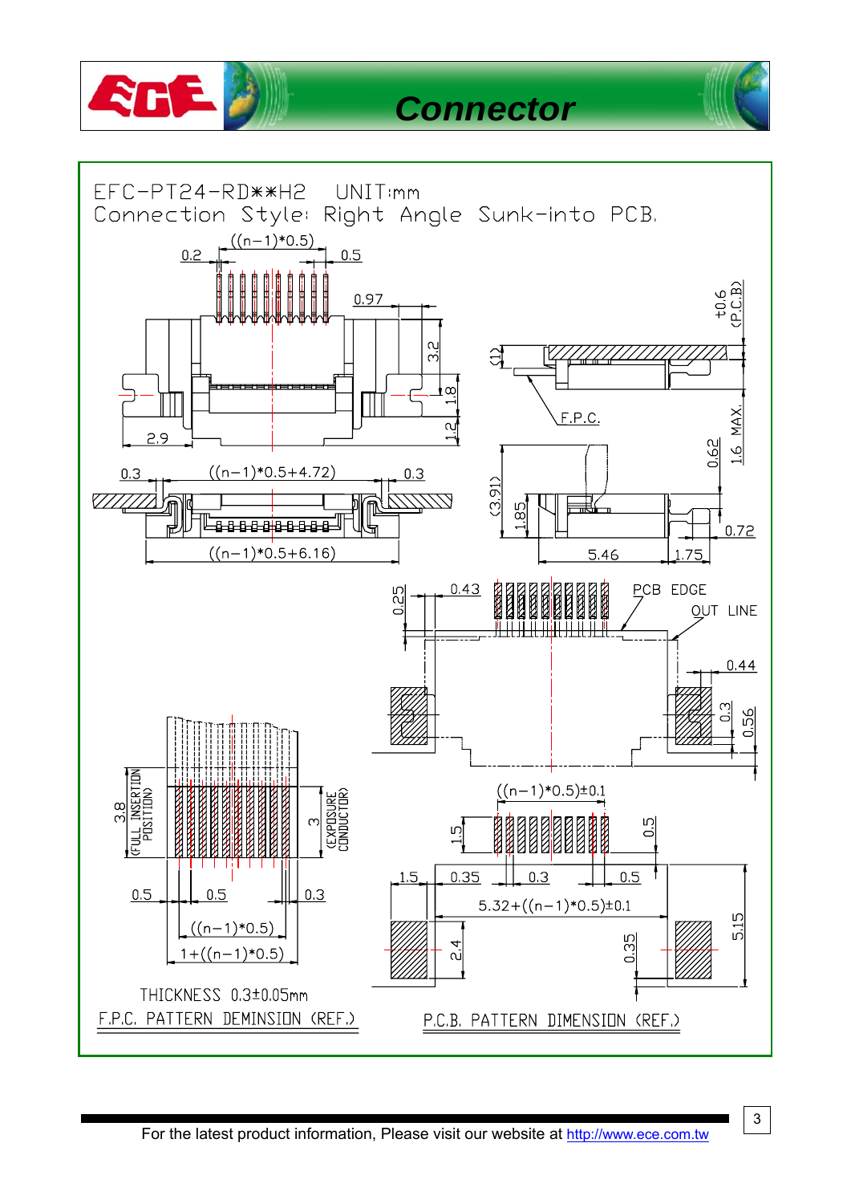EFC-PT24-RD**H2 UNIT:mm

Connection Style: Right Angle Sunk-into PCB.

THICKNESS 0.3±0.05mm

F.P.C. PATTERN DEMINSION (REF.)

P.C.B. PATTERN DIMENSION (REF.)

For the latest product information, Please visit our website at http://www.ece.com.tw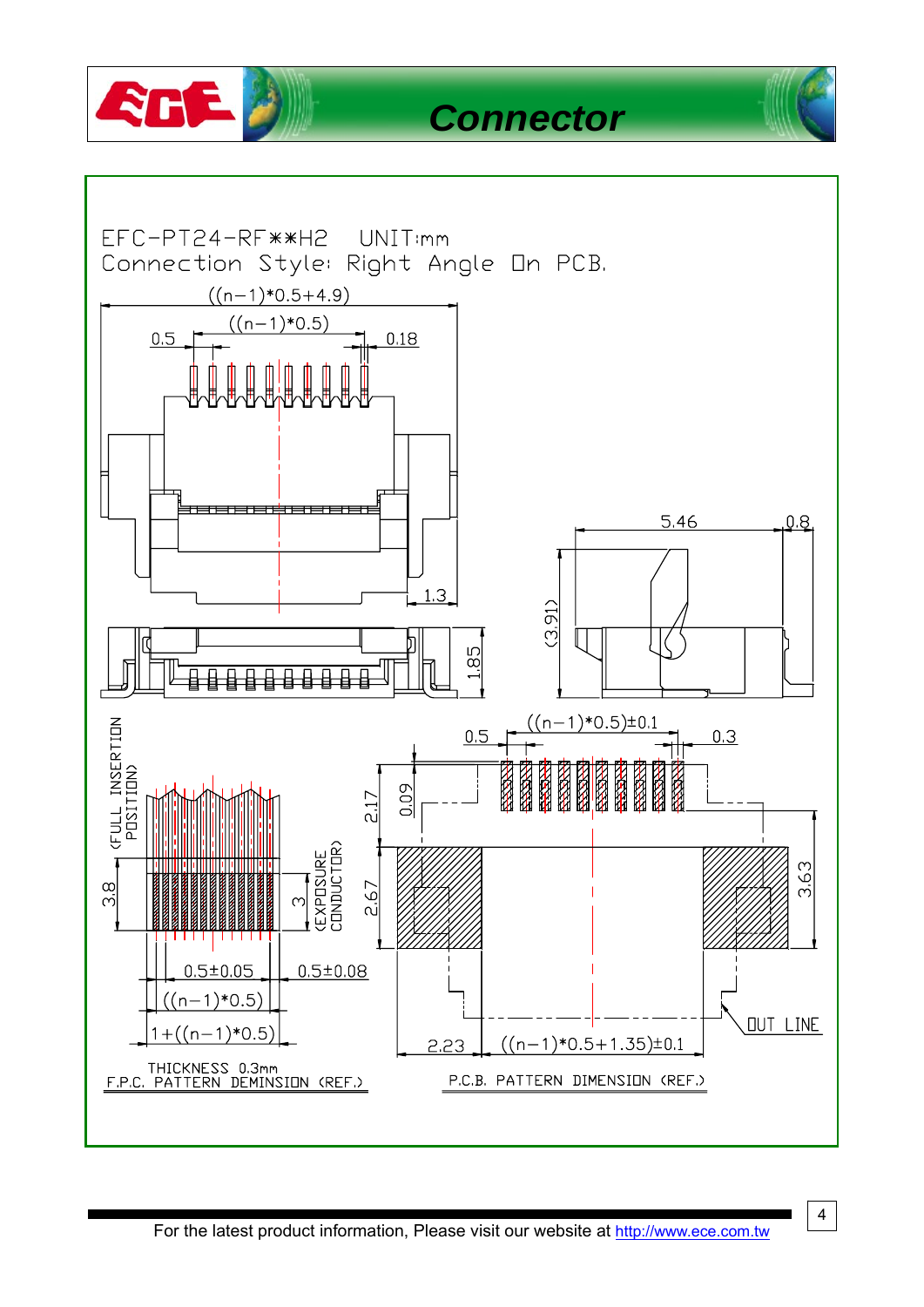# Connector

EFC-PT24-RF**H2 UNIT:mm

Connection Style: Right Angle On PCB.

((n−1)*0.5+4.9)

((n−1)*0.5)

0.5

0.18

1.3

1.85

5.46

0.8

(3.91)

(FULL INSERTION POSITION)

3.8

3

(EXPOSURE CONDUCTOR)

0.5±0.05

0.5±0.08

((n−1)*0.5)

1+((n−1)*0.5)

THICKNESS 0.3mm

F.P.C. PATTERN DEMINSION (REF.)

0.5

((n−1)*0.5)±0.1

0.3

0.09

2.17

2.67

3.63

OUT LINE

2.23

((n−1)*0.5+1.35)±0.1

P.C.B. PATTERN DIMENSION (REF.)

For the latest product information, Please visit our website at http://www.ece.com.tw